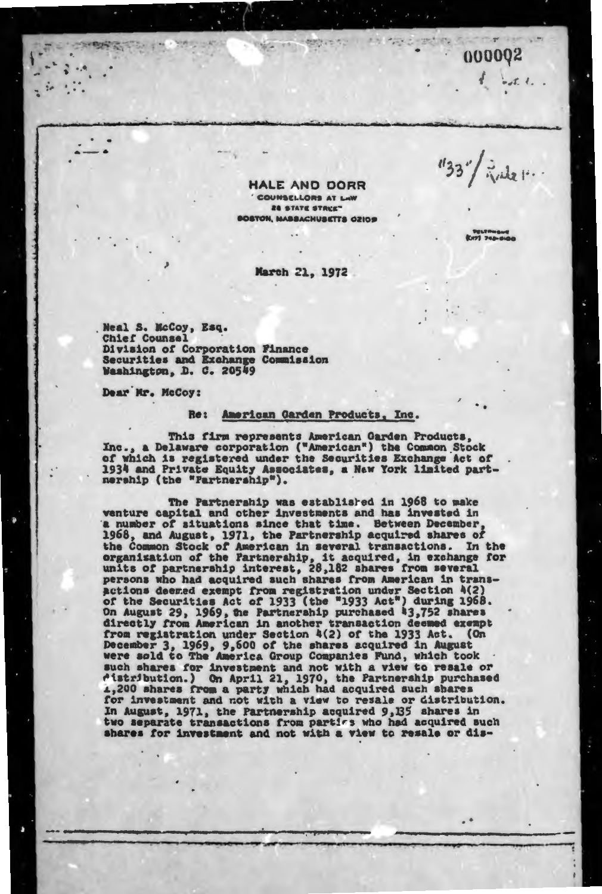000002

"33"/Rule...

**HALE AND DORR**
COUNSELLORS AT LAW
28 STATE STREET
BOSTON, MASSACHUSETTS 02109

TELEPHONE
(617) 742-9100

March 21, 1972

Neal S. McCoy, Esq.
Chief Counsel
Division of Corporation Finance
Securities and Exchange Commission
Washington, D. C. 20549

Dear Mr. McCoy:

Re: American Garden Products, Inc.

This firm represents American Garden Products, Inc., a Delaware corporation ("American") the Common Stock of which is registered under the Securities Exchange Act of 1934 and Private Equity Associates, a New York limited partnership (the "Partnership").

The Partnership was established in 1968 to make venture capital and other investments and has invested in a number of situations since that time. Between December, 1968, and August, 1971, the Partnership acquired shares of the Common Stock of American in several transactions. In the organization of the Partnership, it acquired, in exchange for units of partnership interest, 28,182 shares from several persons who had acquired such shares from American in transactions deemed exempt from registration under Section 4(2) of the Securities Act of 1933 (the "1933 Act") during 1968. On August 29, 1969, the Partnership purchased 43,752 shares directly from American in another transaction deemed exempt from registration under Section 4(2) of the 1933 Act. (On December 3, 1969, 9,600 of the shares acquired in August were sold to The America Group Companies Fund, which took such shares for investment and not with a view to resale or distribution.) On April 21, 1970, the Partnership purchased 1,200 shares from a party which had acquired such shares for investment and not with a view to resale or distribution. In August, 1971, the Partnership acquired 9,135 shares in two separate transactions from parties who had acquired such shares for investment and not with a view to resale or dis-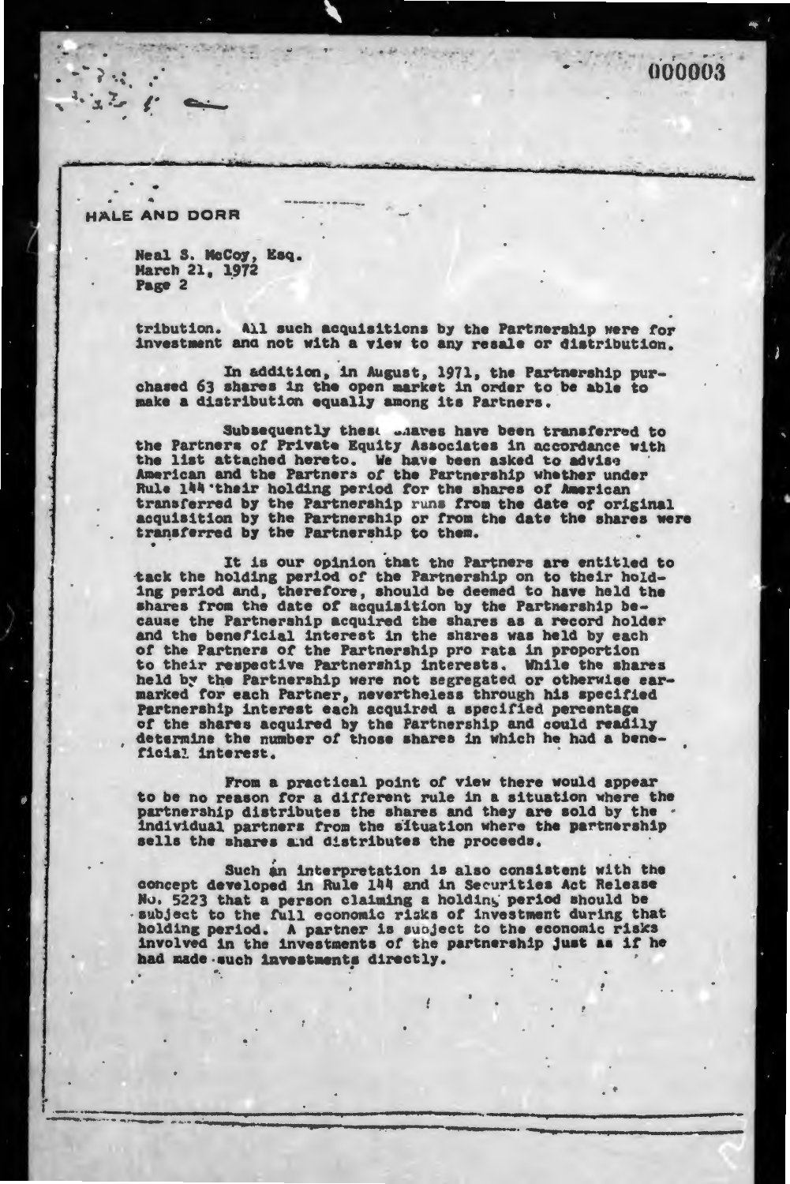HALE AND DORR

Neal S. McCoy, Esq.
March 21, 1972
Page 2

tribution. All such acquisitions by the Partnership were for investment and not with a view to any resale or distribution.

In addition, in August, 1971, the Partnership purchased 63 shares in the open market in order to be able to make a distribution equally among its Partners.

Subsequently these shares have been transferred to the Partners of Private Equity Associates in accordance with the list attached hereto. We have been asked to advise American and the Partners of the Partnership whether under Rule 144 their holding period for the shares of American transferred by the Partnership runs from the date of original acquisition by the Partnership or from the date the shares were transferred by the Partnership to them.

It is our opinion that the Partners are entitled to tack the holding period of the Partnership on to their holding period and, therefore, should be deemed to have held the shares from the date of acquisition by the Partnership because the Partnership acquired the shares as a record holder and the beneficial interest in the shares was held by each of the Partners of the Partnership pro rata in proportion to their respective Partnership interests. While the shares held by the Partnership were not segregated or otherwise earmarked for each Partner, nevertheless through his specified Partnership interest each acquired a specified percentage of the shares acquired by the Partnership and could readily determine the number of those shares in which he had a beneficial interest.

From a practical point of view there would appear to be no reason for a different rule in a situation where the partnership distributes the shares and they are sold by the individual partners from the situation where the partnership sells the shares and distributes the proceeds.

Such an interpretation is also consistent with the concept developed in Rule 144 and in Securities Act Release No. 5223 that a person claiming a holding period should be subject to the full economic risks of investment during that holding period. A partner is subject to the economic risks involved in the investments of the partnership just as if he had made such investments directly.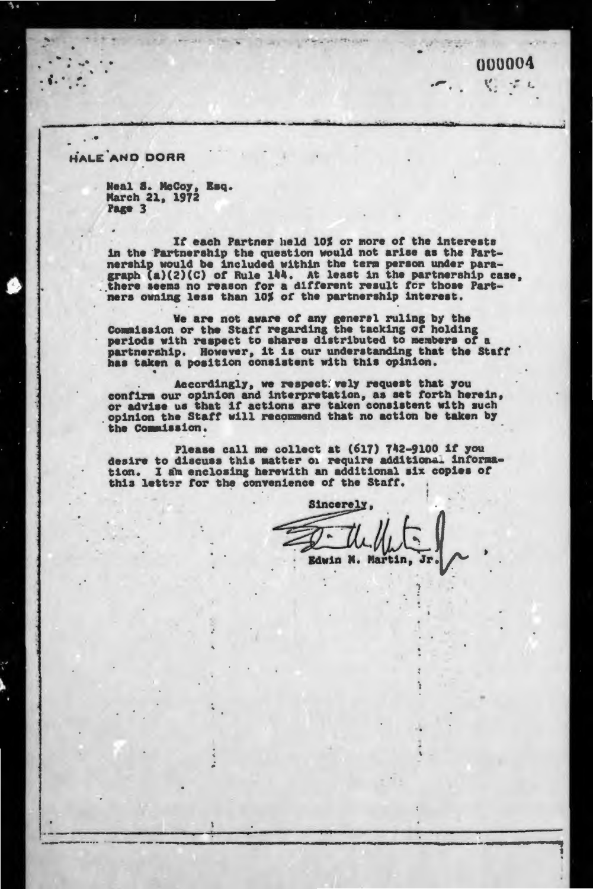HALE AND DORR

Neal S. McCoy, Esq.
March 21, 1972
Page 3

If each Partner held 10% or more of the interests in the Partnership the question would not arise as the Partnership would be included within the term person under paragraph (a)(2)(C) of Rule 144. At least in the partnership case, there seems no reason for a different result for those Partners owning less than 10% of the partnership interest.

We are not aware of any general ruling by the Commission or the Staff regarding the tacking of holding periods with respect to shares distributed to members of a partnership. However, it is our understanding that the Staff has taken a position consistent with this opinion.

Accordingly, we respectfully request that you confirm our opinion and interpretation, as set forth herein, or advise us that if actions are taken consistent with such opinion the Staff will recommend that no action be taken by the Commission.

Please call me collect at (617) 742-9100 if you desire to discuss this matter or require additional information. I am enclosing herewith an additional six copies of this letter for the convenience of the Staff.

Sincerely,

Edwin M. Martin, Jr.